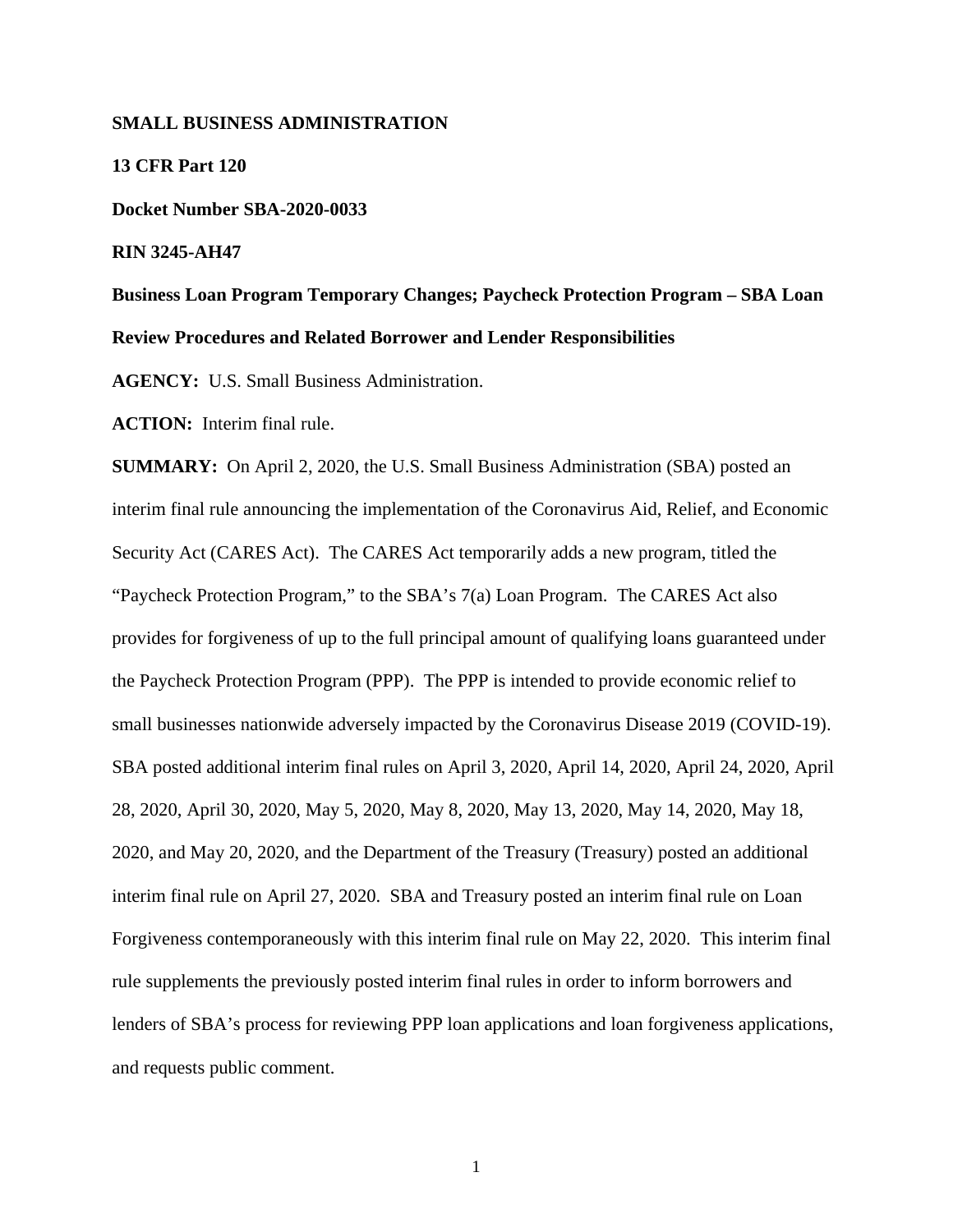**SMALL BUSINESS ADMINISTRATION**

**13 CFR Part 120**

**Docket Number SBA-2020-0033**

**RIN 3245-AH47**

**Business Loan Program Temporary Changes; Paycheck Protection Program – SBA Loan Review Procedures and Related Borrower and Lender Responsibilities**

**AGENCY:** U.S. Small Business Administration.

**ACTION:** Interim final rule.

**SUMMARY:** On April 2, 2020, the U.S. Small Business Administration (SBA) posted an interim final rule announcing the implementation of the Coronavirus Aid, Relief, and Economic Security Act (CARES Act). The CARES Act temporarily adds a new program, titled the "Paycheck Protection Program," to the SBA's 7(a) Loan Program. The CARES Act also provides for forgiveness of up to the full principal amount of qualifying loans guaranteed under the Paycheck Protection Program (PPP). The PPP is intended to provide economic relief to small businesses nationwide adversely impacted by the Coronavirus Disease 2019 (COVID-19). SBA posted additional interim final rules on April 3, 2020, April 14, 2020, April 24, 2020, April 28, 2020, April 30, 2020, May 5, 2020, May 8, 2020, May 13, 2020, May 14, 2020, May 18, 2020, and May 20, 2020, and the Department of the Treasury (Treasury) posted an additional interim final rule on April 27, 2020. SBA and Treasury posted an interim final rule on Loan Forgiveness contemporaneously with this interim final rule on May 22, 2020. This interim final rule supplements the previously posted interim final rules in order to inform borrowers and lenders of SBA's process for reviewing PPP loan applications and loan forgiveness applications, and requests public comment.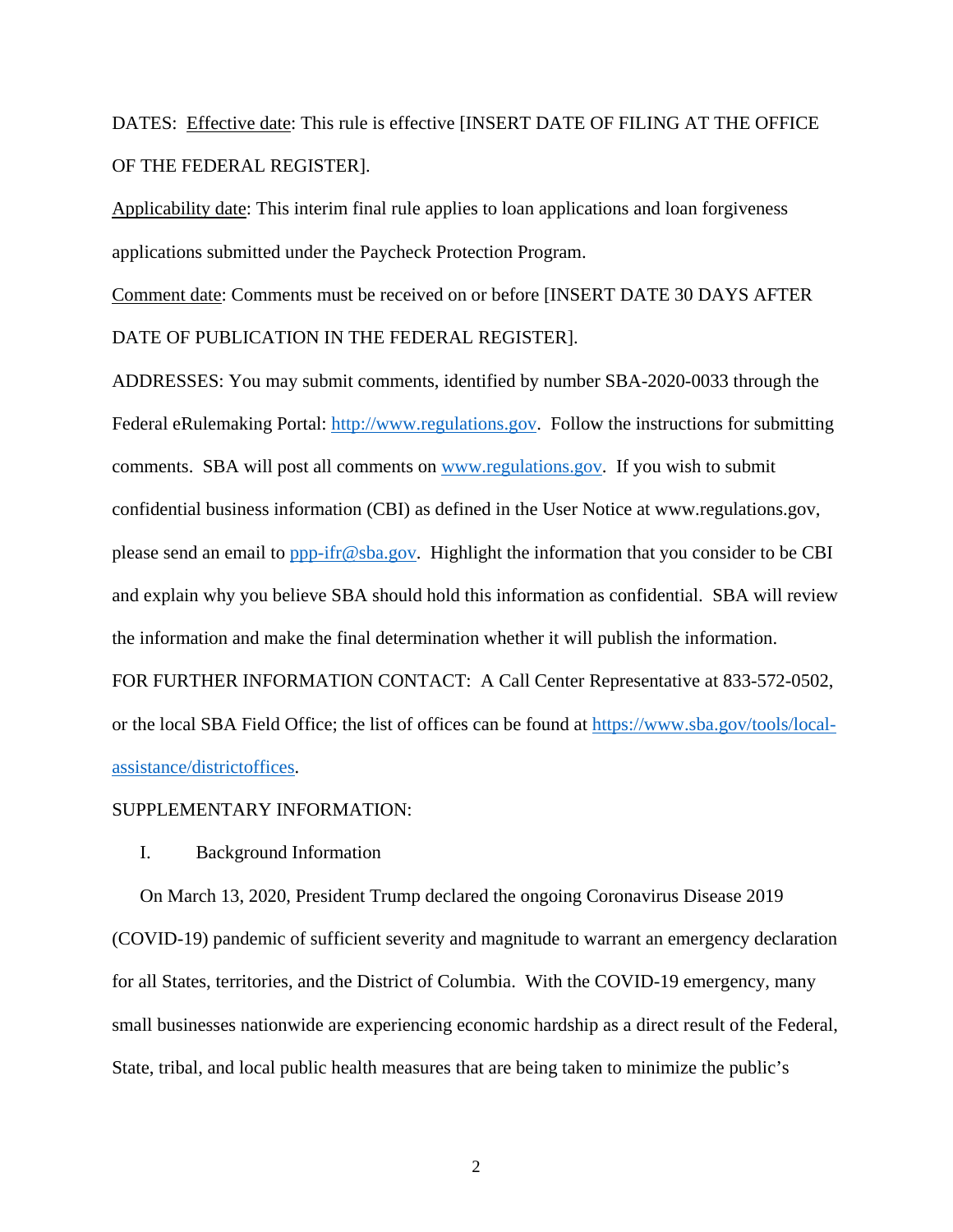DATES: Effective date: This rule is effective [INSERT DATE OF FILING AT THE OFFICE OF THE FEDERAL REGISTER].

Applicability date: This interim final rule applies to loan applications and loan forgiveness applications submitted under the Paycheck Protection Program.

Comment date: Comments must be received on or before [INSERT DATE 30 DAYS AFTER DATE OF PUBLICATION IN THE FEDERAL REGISTER].

ADDRESSES: You may submit comments, identified by number SBA-2020-0033 through the Federal eRulemaking Portal: [http://www.regulations.gov](http://www.regulations.gov). Follow the instructions for submitting comments. SBA will post all comments on [www.regulations.gov](http://www.regulations.gov). If you wish to submit confidential business information (CBI) as defined in the User Notice at www.regulations.gov, please send an email to [ppp-ifr@sba.gov](mailto:ppp-ifr@sba.gov). Highlight the information that you consider to be CBI and explain why you believe SBA should hold this information as confidential. SBA will review the information and make the final determination whether it will publish the information.

FOR FURTHER INFORMATION CONTACT: A Call Center Representative at 833-572-0502, or the local SBA Field Office; the list of offices can be found at [https://www.sba.gov/tools/local-assistance/districtoffices](https://www.sba.gov/tools/local-assistance/districtoffices).

SUPPLEMENTARY INFORMATION:

## I. Background Information

On March 13, 2020, President Trump declared the ongoing Coronavirus Disease 2019 (COVID-19) pandemic of sufficient severity and magnitude to warrant an emergency declaration for all States, territories, and the District of Columbia. With the COVID-19 emergency, many small businesses nationwide are experiencing economic hardship as a direct result of the Federal, State, tribal, and local public health measures that are being taken to minimize the public's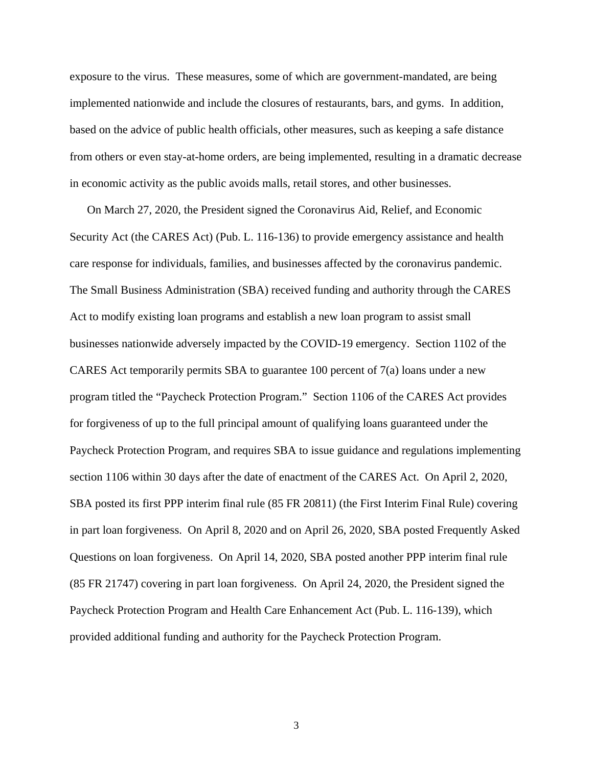exposure to the virus. These measures, some of which are government-mandated, are being implemented nationwide and include the closures of restaurants, bars, and gyms. In addition, based on the advice of public health officials, other measures, such as keeping a safe distance from others or even stay-at-home orders, are being implemented, resulting in a dramatic decrease in economic activity as the public avoids malls, retail stores, and other businesses.

On March 27, 2020, the President signed the Coronavirus Aid, Relief, and Economic Security Act (the CARES Act) (Pub. L. 116-136) to provide emergency assistance and health care response for individuals, families, and businesses affected by the coronavirus pandemic. The Small Business Administration (SBA) received funding and authority through the CARES Act to modify existing loan programs and establish a new loan program to assist small businesses nationwide adversely impacted by the COVID-19 emergency. Section 1102 of the CARES Act temporarily permits SBA to guarantee 100 percent of 7(a) loans under a new program titled the "Paycheck Protection Program." Section 1106 of the CARES Act provides for forgiveness of up to the full principal amount of qualifying loans guaranteed under the Paycheck Protection Program, and requires SBA to issue guidance and regulations implementing section 1106 within 30 days after the date of enactment of the CARES Act. On April 2, 2020, SBA posted its first PPP interim final rule (85 FR 20811) (the First Interim Final Rule) covering in part loan forgiveness. On April 8, 2020 and on April 26, 2020, SBA posted Frequently Asked Questions on loan forgiveness. On April 14, 2020, SBA posted another PPP interim final rule (85 FR 21747) covering in part loan forgiveness. On April 24, 2020, the President signed the Paycheck Protection Program and Health Care Enhancement Act (Pub. L. 116-139), which provided additional funding and authority for the Paycheck Protection Program.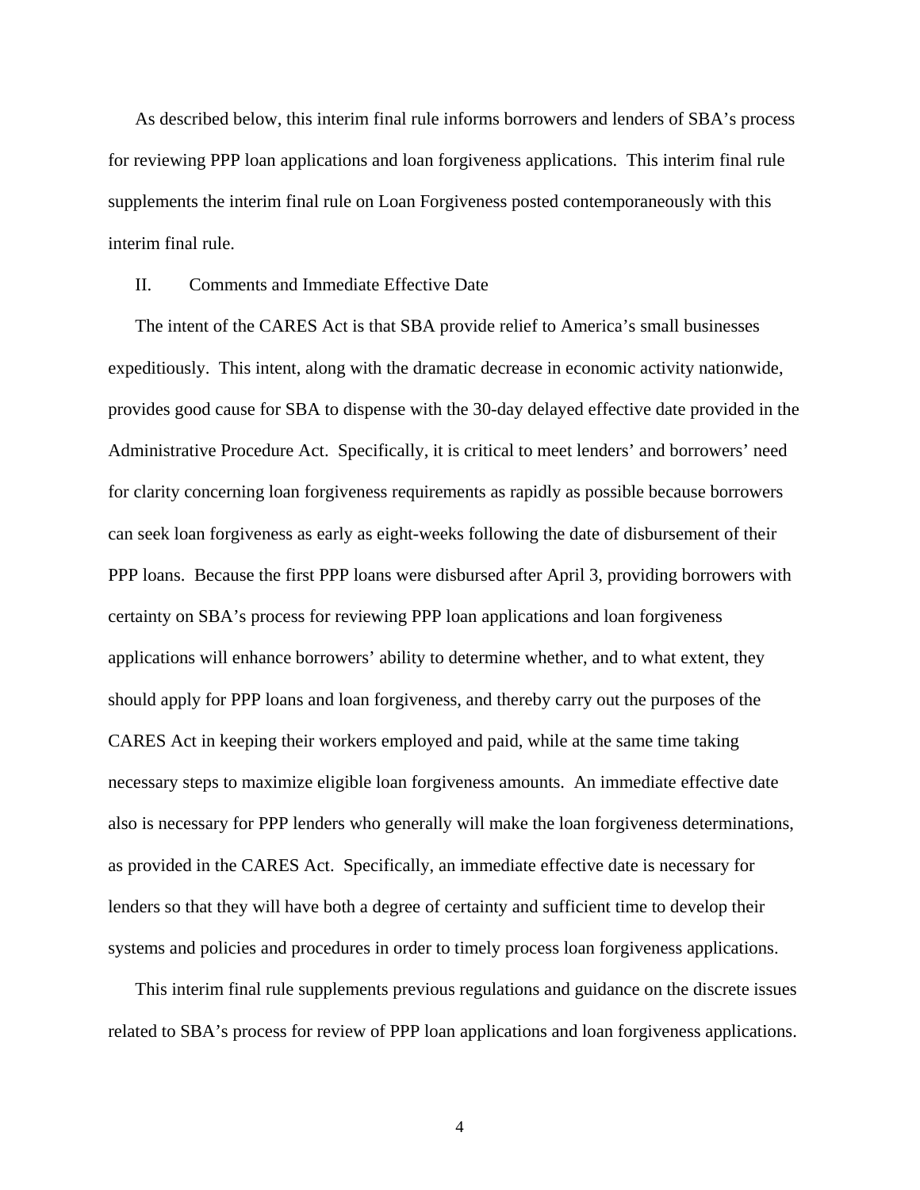As described below, this interim final rule informs borrowers and lenders of SBA's process for reviewing PPP loan applications and loan forgiveness applications. This interim final rule supplements the interim final rule on Loan Forgiveness posted contemporaneously with this interim final rule.

## II. Comments and Immediate Effective Date

The intent of the CARES Act is that SBA provide relief to America's small businesses expeditiously. This intent, along with the dramatic decrease in economic activity nationwide, provides good cause for SBA to dispense with the 30-day delayed effective date provided in the Administrative Procedure Act. Specifically, it is critical to meet lenders' and borrowers' need for clarity concerning loan forgiveness requirements as rapidly as possible because borrowers can seek loan forgiveness as early as eight-weeks following the date of disbursement of their PPP loans. Because the first PPP loans were disbursed after April 3, providing borrowers with certainty on SBA's process for reviewing PPP loan applications and loan forgiveness applications will enhance borrowers' ability to determine whether, and to what extent, they should apply for PPP loans and loan forgiveness, and thereby carry out the purposes of the CARES Act in keeping their workers employed and paid, while at the same time taking necessary steps to maximize eligible loan forgiveness amounts. An immediate effective date also is necessary for PPP lenders who generally will make the loan forgiveness determinations, as provided in the CARES Act. Specifically, an immediate effective date is necessary for lenders so that they will have both a degree of certainty and sufficient time to develop their systems and policies and procedures in order to timely process loan forgiveness applications.

This interim final rule supplements previous regulations and guidance on the discrete issues related to SBA's process for review of PPP loan applications and loan forgiveness applications.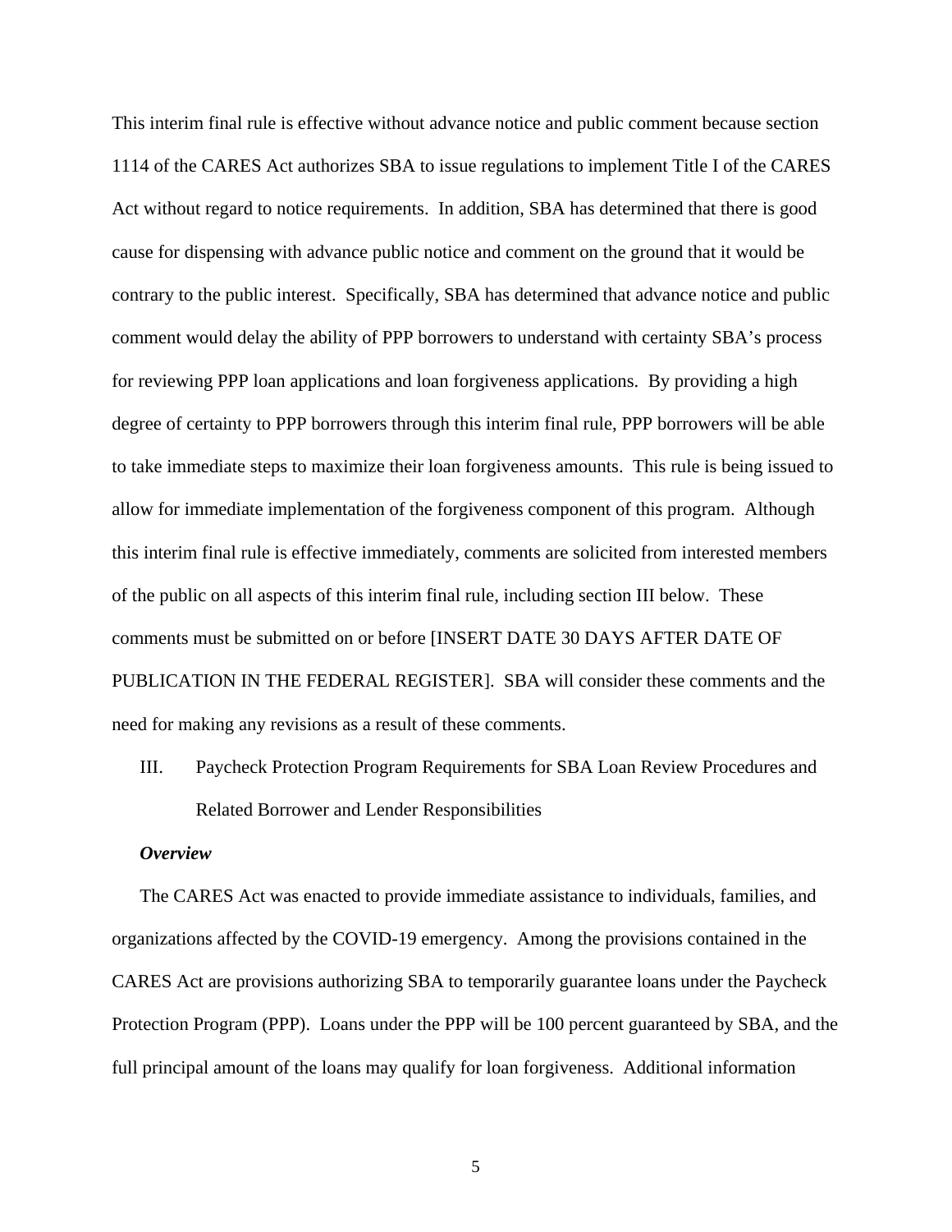This interim final rule is effective without advance notice and public comment because section 1114 of the CARES Act authorizes SBA to issue regulations to implement Title I of the CARES Act without regard to notice requirements. In addition, SBA has determined that there is good cause for dispensing with advance public notice and comment on the ground that it would be contrary to the public interest. Specifically, SBA has determined that advance notice and public comment would delay the ability of PPP borrowers to understand with certainty SBA's process for reviewing PPP loan applications and loan forgiveness applications. By providing a high degree of certainty to PPP borrowers through this interim final rule, PPP borrowers will be able to take immediate steps to maximize their loan forgiveness amounts. This rule is being issued to allow for immediate implementation of the forgiveness component of this program. Although this interim final rule is effective immediately, comments are solicited from interested members of the public on all aspects of this interim final rule, including section III below. These comments must be submitted on or before [INSERT DATE 30 DAYS AFTER DATE OF PUBLICATION IN THE FEDERAL REGISTER]. SBA will consider these comments and the need for making any revisions as a result of these comments.

## III. Paycheck Protection Program Requirements for SBA Loan Review Procedures and Related Borrower and Lender Responsibilities

***Overview***

The CARES Act was enacted to provide immediate assistance to individuals, families, and organizations affected by the COVID-19 emergency. Among the provisions contained in the CARES Act are provisions authorizing SBA to temporarily guarantee loans under the Paycheck Protection Program (PPP). Loans under the PPP will be 100 percent guaranteed by SBA, and the full principal amount of the loans may qualify for loan forgiveness. Additional information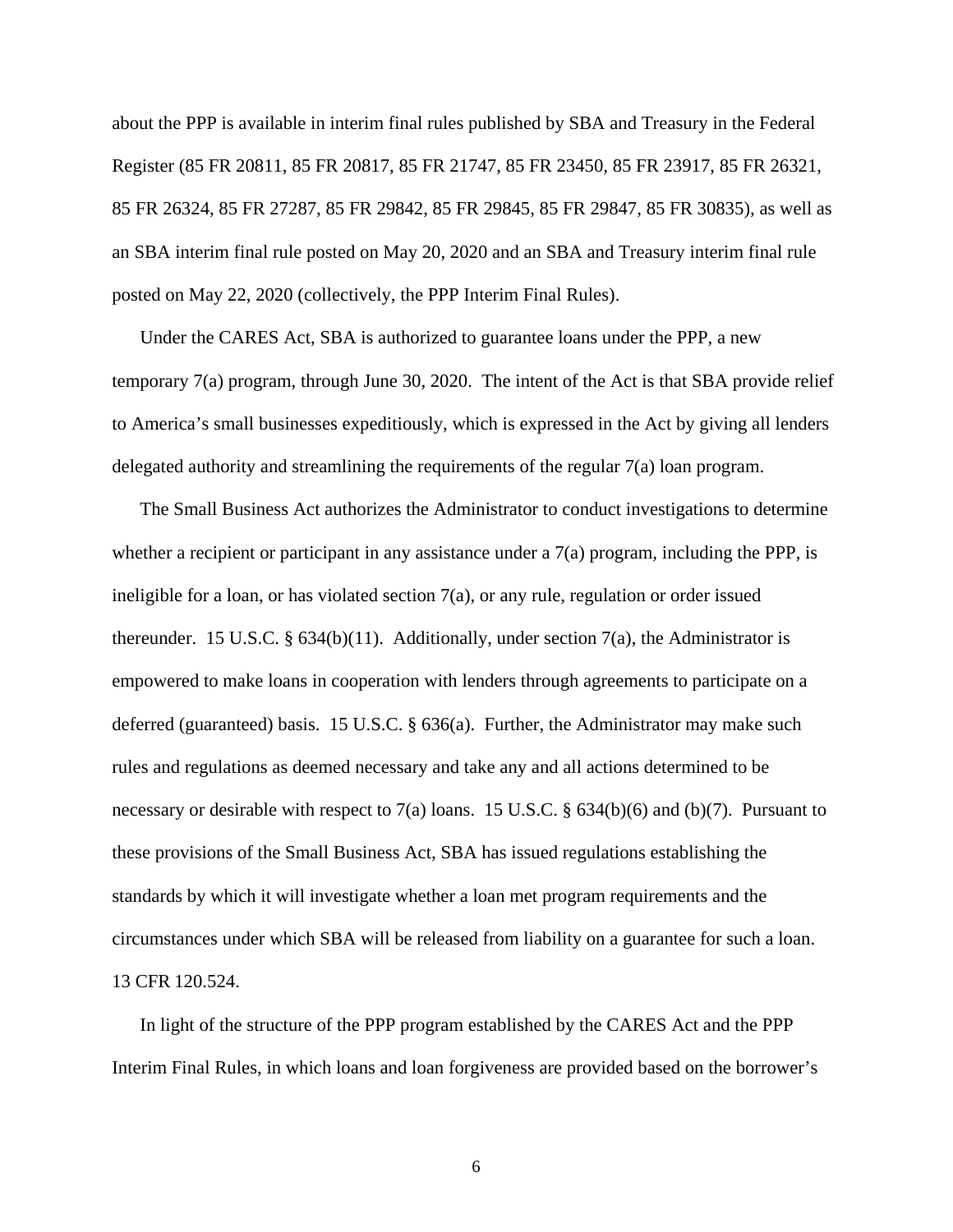about the PPP is available in interim final rules published by SBA and Treasury in the Federal Register (85 FR 20811, 85 FR 20817, 85 FR 21747, 85 FR 23450, 85 FR 23917, 85 FR 26321, 85 FR 26324, 85 FR 27287, 85 FR 29842, 85 FR 29845, 85 FR 29847, 85 FR 30835), as well as an SBA interim final rule posted on May 20, 2020 and an SBA and Treasury interim final rule posted on May 22, 2020 (collectively, the PPP Interim Final Rules).

Under the CARES Act, SBA is authorized to guarantee loans under the PPP, a new temporary 7(a) program, through June 30, 2020. The intent of the Act is that SBA provide relief to America's small businesses expeditiously, which is expressed in the Act by giving all lenders delegated authority and streamlining the requirements of the regular 7(a) loan program.

The Small Business Act authorizes the Administrator to conduct investigations to determine whether a recipient or participant in any assistance under a 7(a) program, including the PPP, is ineligible for a loan, or has violated section 7(a), or any rule, regulation or order issued thereunder. 15 U.S.C. § 634(b)(11). Additionally, under section 7(a), the Administrator is empowered to make loans in cooperation with lenders through agreements to participate on a deferred (guaranteed) basis. 15 U.S.C. § 636(a). Further, the Administrator may make such rules and regulations as deemed necessary and take any and all actions determined to be necessary or desirable with respect to 7(a) loans. 15 U.S.C. § 634(b)(6) and (b)(7). Pursuant to these provisions of the Small Business Act, SBA has issued regulations establishing the standards by which it will investigate whether a loan met program requirements and the circumstances under which SBA will be released from liability on a guarantee for such a loan. 13 CFR 120.524.

In light of the structure of the PPP program established by the CARES Act and the PPP Interim Final Rules, in which loans and loan forgiveness are provided based on the borrower's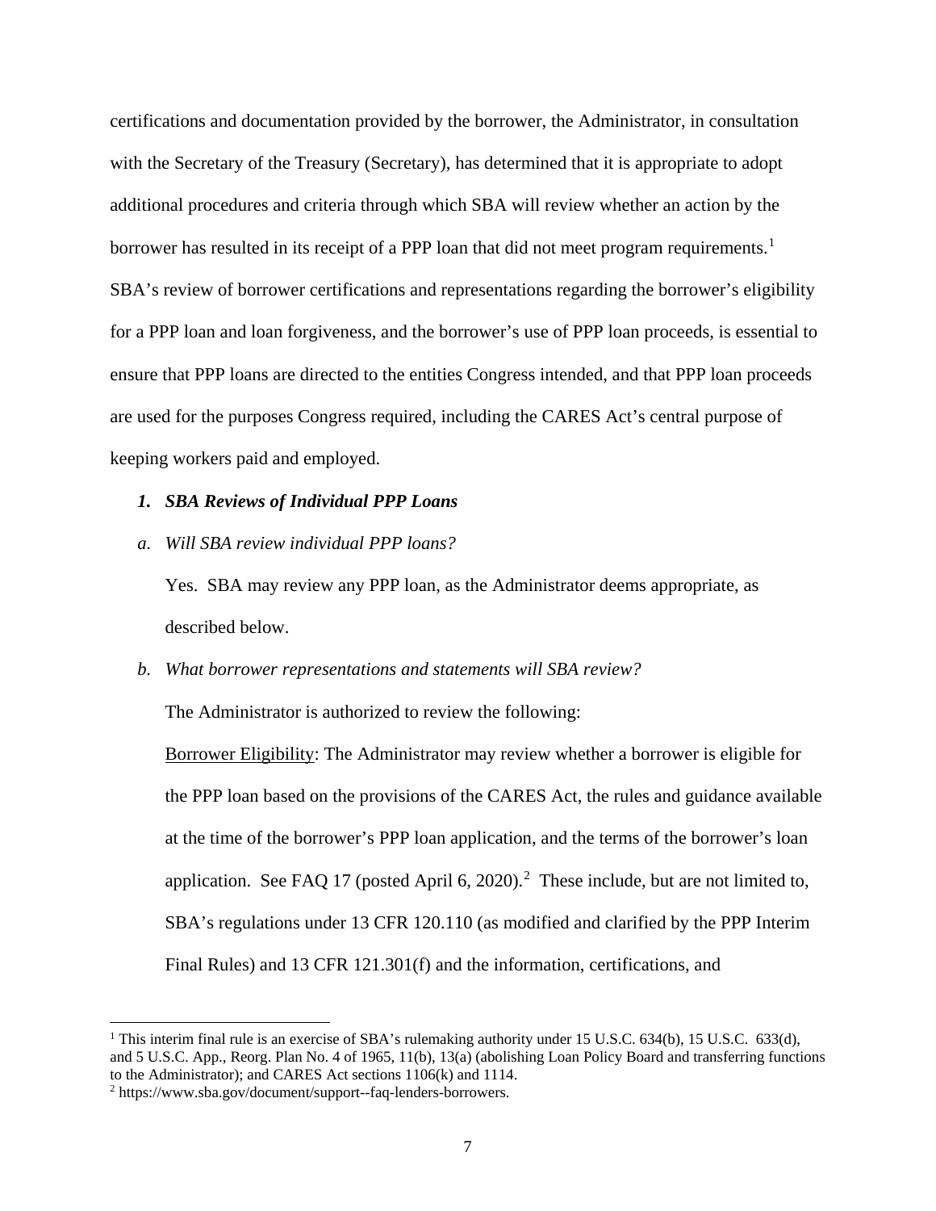certifications and documentation provided by the borrower, the Administrator, in consultation with the Secretary of the Treasury (Secretary), has determined that it is appropriate to adopt additional procedures and criteria through which SBA will review whether an action by the borrower has resulted in its receipt of a PPP loan that did not meet program requirements.[1] SBA's review of borrower certifications and representations regarding the borrower's eligibility for a PPP loan and loan forgiveness, and the borrower's use of PPP loan proceeds, is essential to ensure that PPP loans are directed to the entities Congress intended, and that PPP loan proceeds are used for the purposes Congress required, including the CARES Act's central purpose of keeping workers paid and employed.

### *1. SBA Reviews of Individual PPP Loans*

*a. Will SBA review individual PPP loans?*

Yes. SBA may review any PPP loan, as the Administrator deems appropriate, as described below.

*b. What borrower representations and statements will SBA review?*

The Administrator is authorized to review the following:

<u>Borrower Eligibility</u>: The Administrator may review whether a borrower is eligible for the PPP loan based on the provisions of the CARES Act, the rules and guidance available at the time of the borrower's PPP loan application, and the terms of the borrower's loan application. See FAQ 17 (posted April 6, 2020).[2] These include, but are not limited to, SBA's regulations under 13 CFR 120.110 (as modified and clarified by the PPP Interim Final Rules) and 13 CFR 121.301(f) and the information, certifications, and

---

[1] This interim final rule is an exercise of SBA's rulemaking authority under 15 U.S.C. 634(b), 15 U.S.C. 633(d), and 5 U.S.C. App., Reorg. Plan No. 4 of 1965, 11(b), 13(a) (abolishing Loan Policy Board and transferring functions to the Administrator); and CARES Act sections 1106(k) and 1114.

[2] https://www.sba.gov/document/support--faq-lenders-borrowers.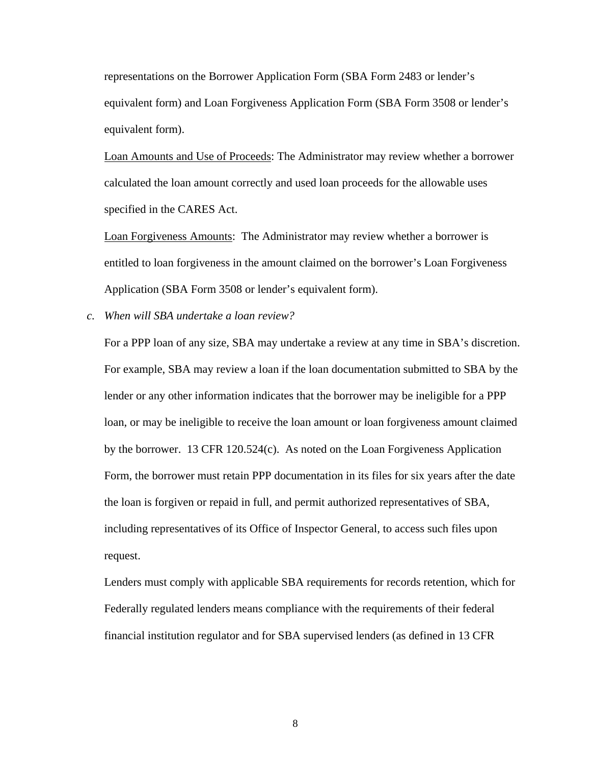representations on the Borrower Application Form (SBA Form 2483 or lender's equivalent form) and Loan Forgiveness Application Form (SBA Form 3508 or lender's equivalent form).

<u>Loan Amounts and Use of Proceeds</u>: The Administrator may review whether a borrower calculated the loan amount correctly and used loan proceeds for the allowable uses specified in the CARES Act.

<u>Loan Forgiveness Amounts</u>: The Administrator may review whether a borrower is entitled to loan forgiveness in the amount claimed on the borrower's Loan Forgiveness Application (SBA Form 3508 or lender's equivalent form).

c. *When will SBA undertake a loan review?*

For a PPP loan of any size, SBA may undertake a review at any time in SBA's discretion. For example, SBA may review a loan if the loan documentation submitted to SBA by the lender or any other information indicates that the borrower may be ineligible for a PPP loan, or may be ineligible to receive the loan amount or loan forgiveness amount claimed by the borrower. 13 CFR 120.524(c). As noted on the Loan Forgiveness Application Form, the borrower must retain PPP documentation in its files for six years after the date the loan is forgiven or repaid in full, and permit authorized representatives of SBA, including representatives of its Office of Inspector General, to access such files upon request.

Lenders must comply with applicable SBA requirements for records retention, which for Federally regulated lenders means compliance with the requirements of their federal financial institution regulator and for SBA supervised lenders (as defined in 13 CFR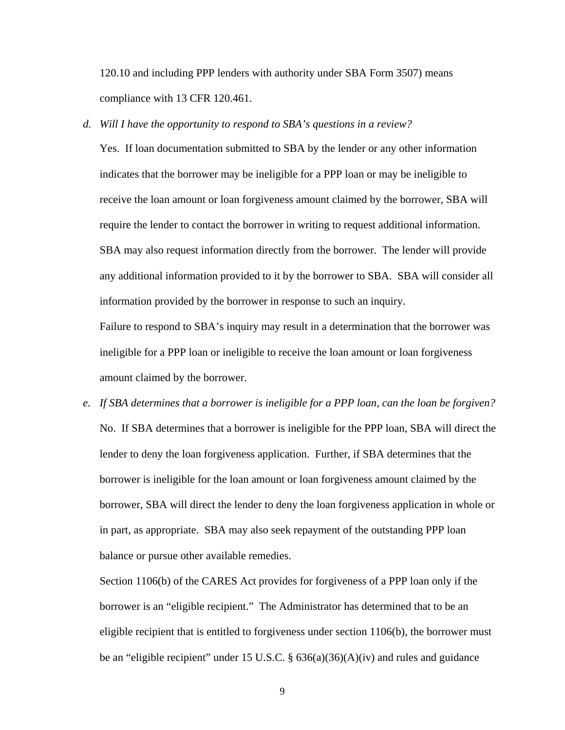120.10 and including PPP lenders with authority under SBA Form 3507) means compliance with 13 CFR 120.461.

d. *Will I have the opportunity to respond to SBA's questions in a review?*

   Yes. If loan documentation submitted to SBA by the lender or any other information indicates that the borrower may be ineligible for a PPP loan or may be ineligible to receive the loan amount or loan forgiveness amount claimed by the borrower, SBA will require the lender to contact the borrower in writing to request additional information. SBA may also request information directly from the borrower. The lender will provide any additional information provided to it by the borrower to SBA. SBA will consider all information provided by the borrower in response to such an inquiry.

   Failure to respond to SBA's inquiry may result in a determination that the borrower was ineligible for a PPP loan or ineligible to receive the loan amount or loan forgiveness amount claimed by the borrower.

e. *If SBA determines that a borrower is ineligible for a PPP loan, can the loan be forgiven?*

   No. If SBA determines that a borrower is ineligible for the PPP loan, SBA will direct the lender to deny the loan forgiveness application. Further, if SBA determines that the borrower is ineligible for the loan amount or loan forgiveness amount claimed by the borrower, SBA will direct the lender to deny the loan forgiveness application in whole or in part, as appropriate. SBA may also seek repayment of the outstanding PPP loan balance or pursue other available remedies.

   Section 1106(b) of the CARES Act provides for forgiveness of a PPP loan only if the borrower is an "eligible recipient." The Administrator has determined that to be an eligible recipient that is entitled to forgiveness under section 1106(b), the borrower must be an "eligible recipient" under 15 U.S.C. § 636(a)(36)(A)(iv) and rules and guidance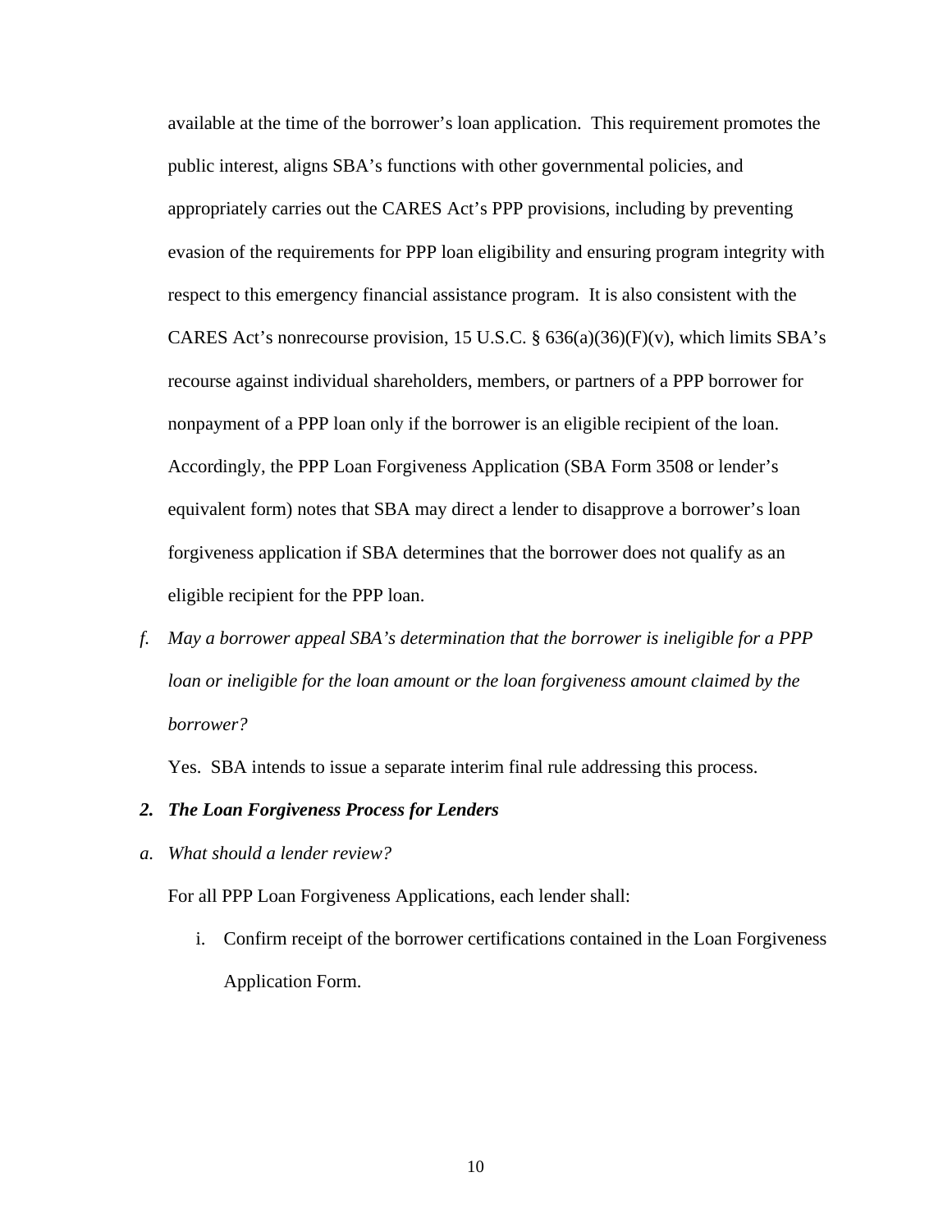available at the time of the borrower's loan application. This requirement promotes the public interest, aligns SBA's functions with other governmental policies, and appropriately carries out the CARES Act's PPP provisions, including by preventing evasion of the requirements for PPP loan eligibility and ensuring program integrity with respect to this emergency financial assistance program. It is also consistent with the CARES Act's nonrecourse provision, 15 U.S.C. § 636(a)(36)(F)(v), which limits SBA's recourse against individual shareholders, members, or partners of a PPP borrower for nonpayment of a PPP loan only if the borrower is an eligible recipient of the loan. Accordingly, the PPP Loan Forgiveness Application (SBA Form 3508 or lender's equivalent form) notes that SBA may direct a lender to disapprove a borrower's loan forgiveness application if SBA determines that the borrower does not qualify as an eligible recipient for the PPP loan.

f. *May a borrower appeal SBA's determination that the borrower is ineligible for a PPP loan or ineligible for the loan amount or the loan forgiveness amount claimed by the borrower?*

Yes. SBA intends to issue a separate interim final rule addressing this process.

***2. The Loan Forgiveness Process for Lenders***

a. *What should a lender review?*

For all PPP Loan Forgiveness Applications, each lender shall:

i. Confirm receipt of the borrower certifications contained in the Loan Forgiveness Application Form.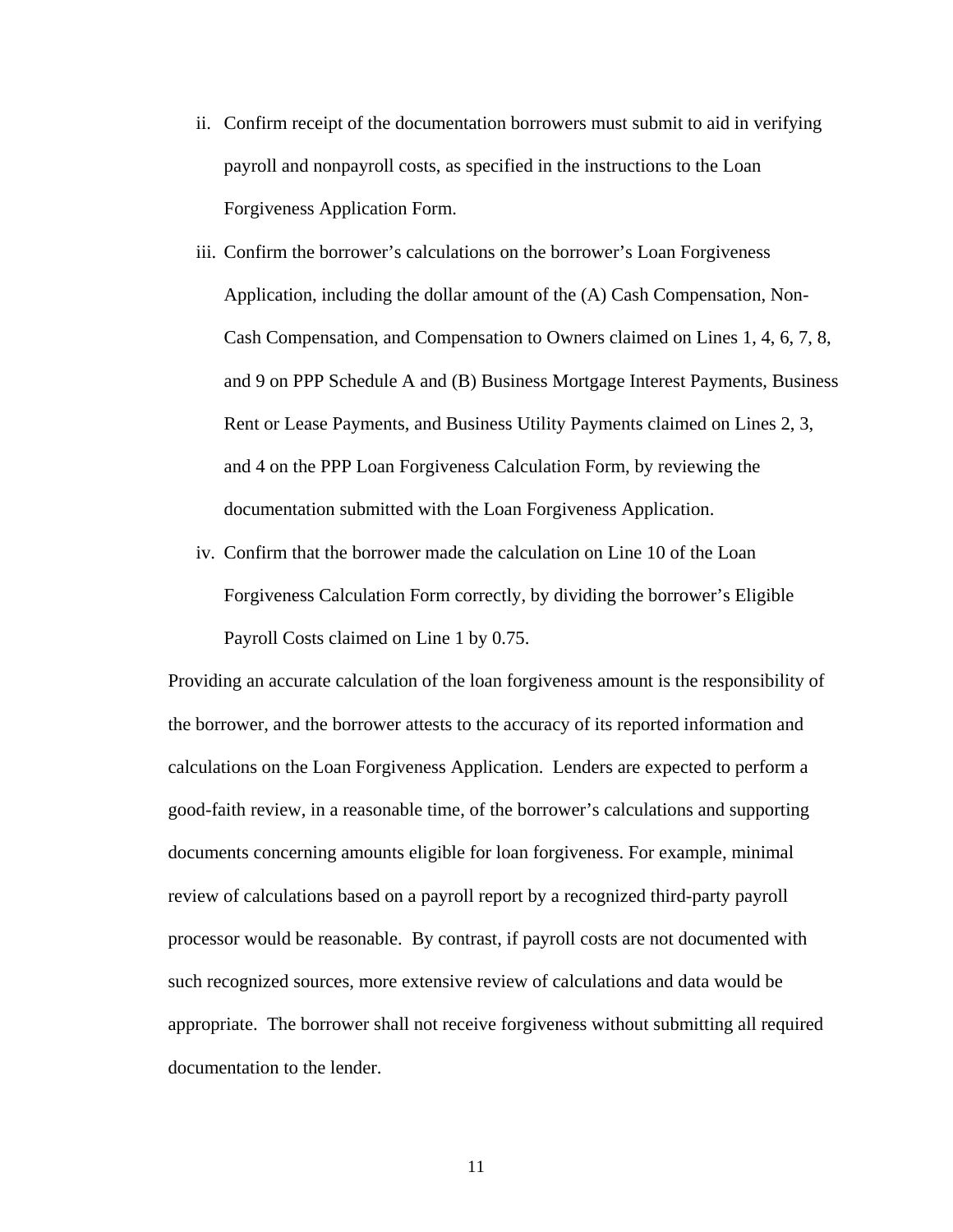ii. Confirm receipt of the documentation borrowers must submit to aid in verifying payroll and nonpayroll costs, as specified in the instructions to the Loan Forgiveness Application Form.

iii. Confirm the borrower's calculations on the borrower's Loan Forgiveness Application, including the dollar amount of the (A) Cash Compensation, Non-Cash Compensation, and Compensation to Owners claimed on Lines 1, 4, 6, 7, 8, and 9 on PPP Schedule A and (B) Business Mortgage Interest Payments, Business Rent or Lease Payments, and Business Utility Payments claimed on Lines 2, 3, and 4 on the PPP Loan Forgiveness Calculation Form, by reviewing the documentation submitted with the Loan Forgiveness Application.

iv. Confirm that the borrower made the calculation on Line 10 of the Loan Forgiveness Calculation Form correctly, by dividing the borrower's Eligible Payroll Costs claimed on Line 1 by 0.75.

Providing an accurate calculation of the loan forgiveness amount is the responsibility of the borrower, and the borrower attests to the accuracy of its reported information and calculations on the Loan Forgiveness Application. Lenders are expected to perform a good-faith review, in a reasonable time, of the borrower's calculations and supporting documents concerning amounts eligible for loan forgiveness. For example, minimal review of calculations based on a payroll report by a recognized third-party payroll processor would be reasonable. By contrast, if payroll costs are not documented with such recognized sources, more extensive review of calculations and data would be appropriate. The borrower shall not receive forgiveness without submitting all required documentation to the lender.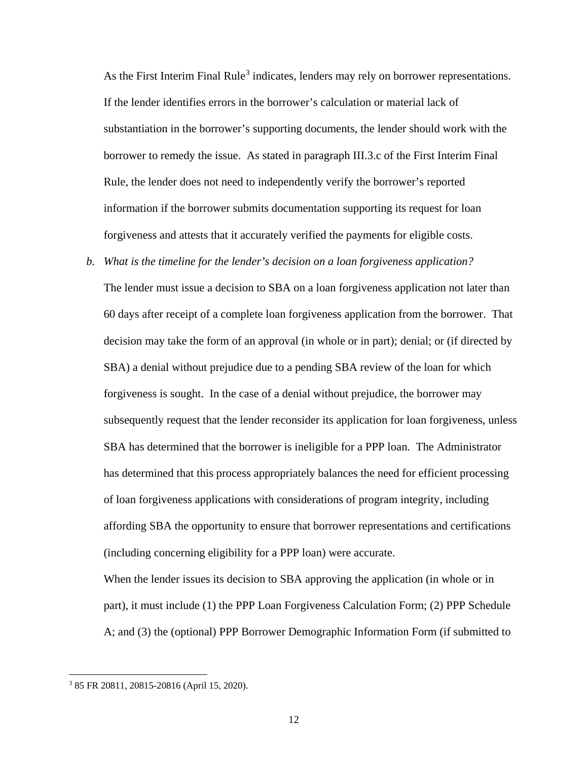As the First Interim Final Rule[3] indicates, lenders may rely on borrower representations. If the lender identifies errors in the borrower's calculation or material lack of substantiation in the borrower's supporting documents, the lender should work with the borrower to remedy the issue. As stated in paragraph III.3.c of the First Interim Final Rule, the lender does not need to independently verify the borrower's reported information if the borrower submits documentation supporting its request for loan forgiveness and attests that it accurately verified the payments for eligible costs.

*b. What is the timeline for the lender's decision on a loan forgiveness application?*

The lender must issue a decision to SBA on a loan forgiveness application not later than 60 days after receipt of a complete loan forgiveness application from the borrower. That decision may take the form of an approval (in whole or in part); denial; or (if directed by SBA) a denial without prejudice due to a pending SBA review of the loan for which forgiveness is sought. In the case of a denial without prejudice, the borrower may subsequently request that the lender reconsider its application for loan forgiveness, unless SBA has determined that the borrower is ineligible for a PPP loan. The Administrator has determined that this process appropriately balances the need for efficient processing of loan forgiveness applications with considerations of program integrity, including affording SBA the opportunity to ensure that borrower representations and certifications (including concerning eligibility for a PPP loan) were accurate.

When the lender issues its decision to SBA approving the application (in whole or in part), it must include (1) the PPP Loan Forgiveness Calculation Form; (2) PPP Schedule A; and (3) the (optional) PPP Borrower Demographic Information Form (if submitted to

[3] 85 FR 20811, 20815-20816 (April 15, 2020).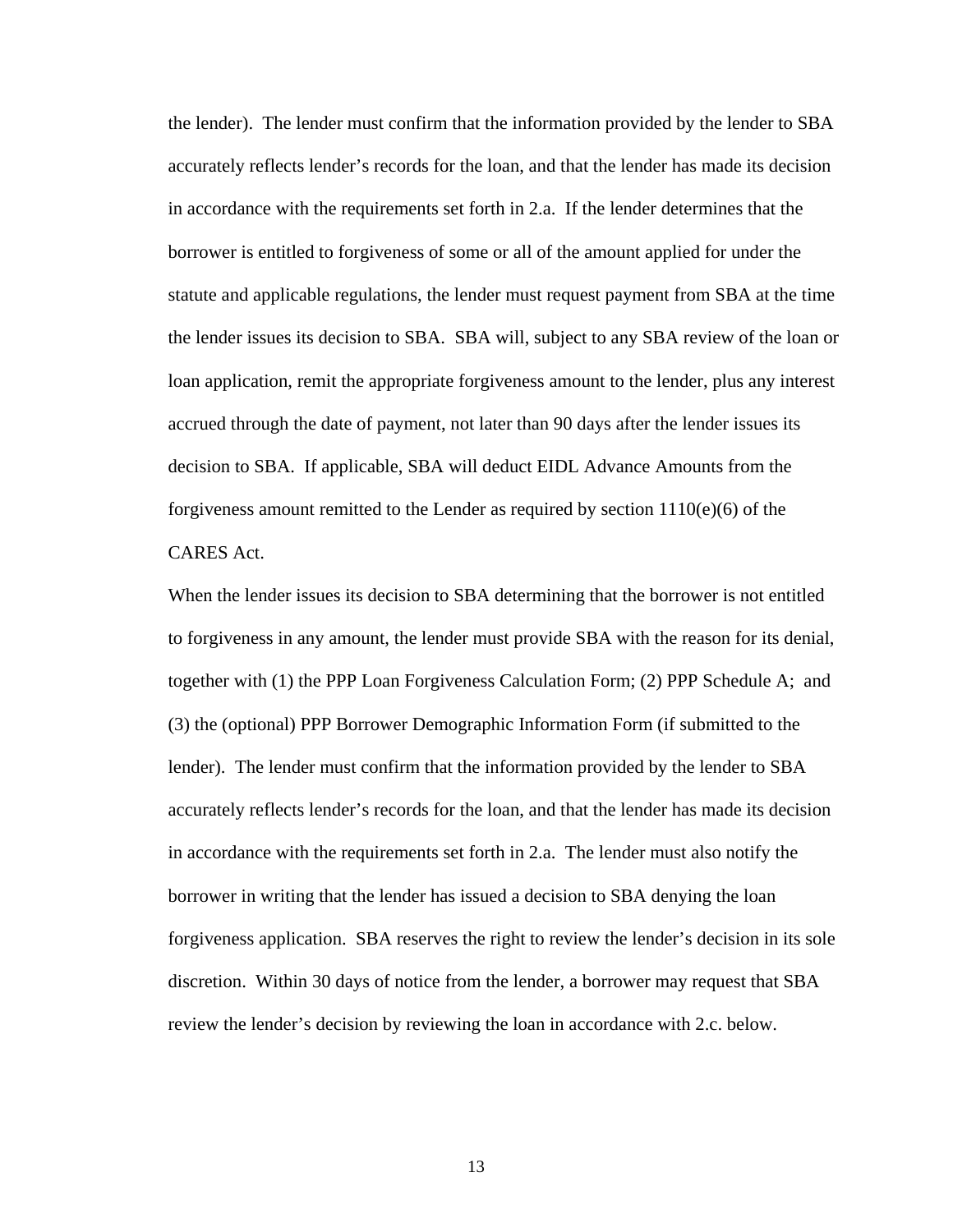the lender). The lender must confirm that the information provided by the lender to SBA accurately reflects lender's records for the loan, and that the lender has made its decision in accordance with the requirements set forth in 2.a. If the lender determines that the borrower is entitled to forgiveness of some or all of the amount applied for under the statute and applicable regulations, the lender must request payment from SBA at the time the lender issues its decision to SBA. SBA will, subject to any SBA review of the loan or loan application, remit the appropriate forgiveness amount to the lender, plus any interest accrued through the date of payment, not later than 90 days after the lender issues its decision to SBA. If applicable, SBA will deduct EIDL Advance Amounts from the forgiveness amount remitted to the Lender as required by section 1110(e)(6) of the CARES Act.

When the lender issues its decision to SBA determining that the borrower is not entitled to forgiveness in any amount, the lender must provide SBA with the reason for its denial, together with (1) the PPP Loan Forgiveness Calculation Form; (2) PPP Schedule A; and (3) the (optional) PPP Borrower Demographic Information Form (if submitted to the lender). The lender must confirm that the information provided by the lender to SBA accurately reflects lender's records for the loan, and that the lender has made its decision in accordance with the requirements set forth in 2.a. The lender must also notify the borrower in writing that the lender has issued a decision to SBA denying the loan forgiveness application. SBA reserves the right to review the lender's decision in its sole discretion. Within 30 days of notice from the lender, a borrower may request that SBA review the lender's decision by reviewing the loan in accordance with 2.c. below.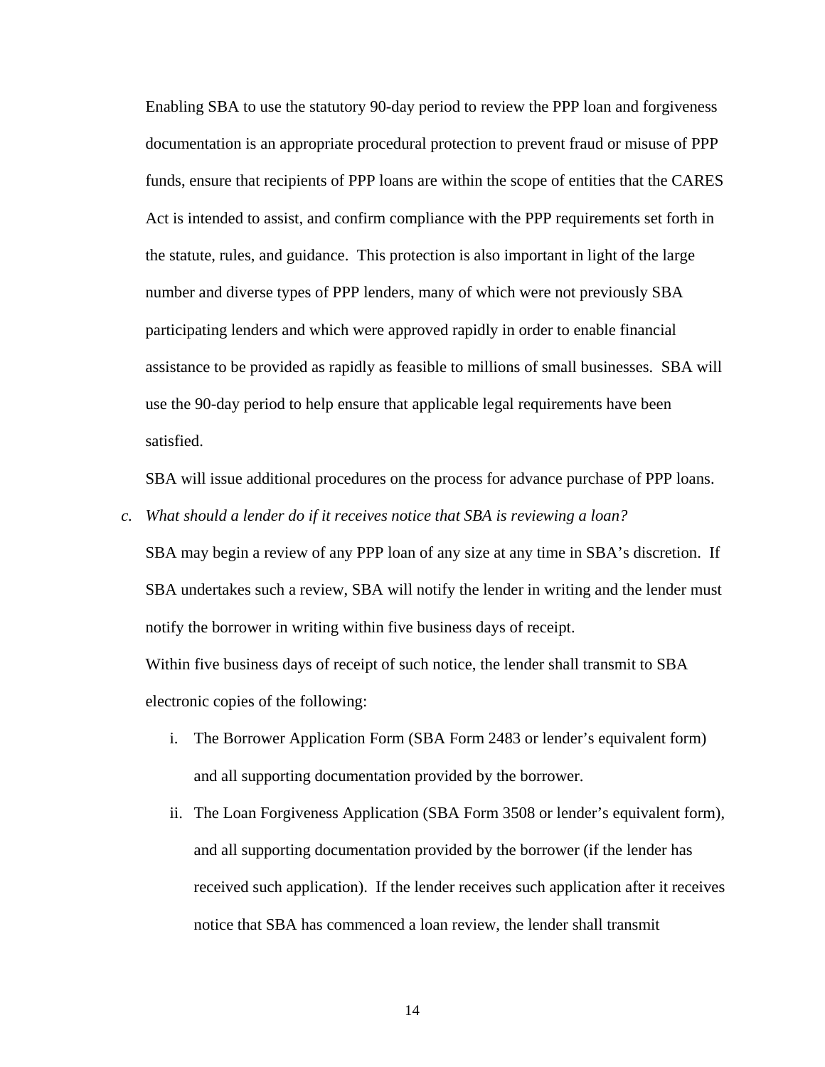Enabling SBA to use the statutory 90-day period to review the PPP loan and forgiveness documentation is an appropriate procedural protection to prevent fraud or misuse of PPP funds, ensure that recipients of PPP loans are within the scope of entities that the CARES Act is intended to assist, and confirm compliance with the PPP requirements set forth in the statute, rules, and guidance. This protection is also important in light of the large number and diverse types of PPP lenders, many of which were not previously SBA participating lenders and which were approved rapidly in order to enable financial assistance to be provided as rapidly as feasible to millions of small businesses. SBA will use the 90-day period to help ensure that applicable legal requirements have been satisfied.

SBA will issue additional procedures on the process for advance purchase of PPP loans.

c. *What should a lender do if it receives notice that SBA is reviewing a loan?*

SBA may begin a review of any PPP loan of any size at any time in SBA's discretion. If SBA undertakes such a review, SBA will notify the lender in writing and the lender must notify the borrower in writing within five business days of receipt.

Within five business days of receipt of such notice, the lender shall transmit to SBA electronic copies of the following:

i. The Borrower Application Form (SBA Form 2483 or lender's equivalent form) and all supporting documentation provided by the borrower.

ii. The Loan Forgiveness Application (SBA Form 3508 or lender's equivalent form), and all supporting documentation provided by the borrower (if the lender has received such application). If the lender receives such application after it receives notice that SBA has commenced a loan review, the lender shall transmit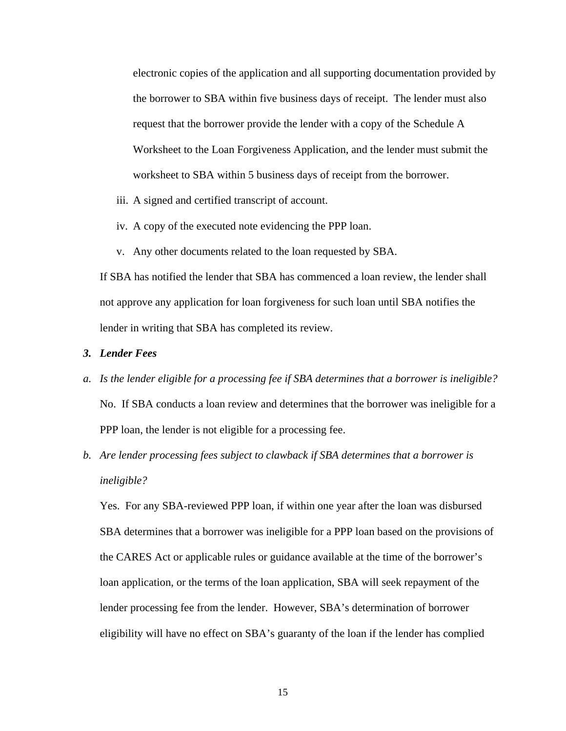electronic copies of the application and all supporting documentation provided by the borrower to SBA within five business days of receipt. The lender must also request that the borrower provide the lender with a copy of the Schedule A Worksheet to the Loan Forgiveness Application, and the lender must submit the worksheet to SBA within 5 business days of receipt from the borrower.

iii. A signed and certified transcript of account.

iv. A copy of the executed note evidencing the PPP loan.

v. Any other documents related to the loan requested by SBA.

If SBA has notified the lender that SBA has commenced a loan review, the lender shall not approve any application for loan forgiveness for such loan until SBA notifies the lender in writing that SBA has completed its review.

***3. Lender Fees***

*a. Is the lender eligible for a processing fee if SBA determines that a borrower is ineligible?*

No. If SBA conducts a loan review and determines that the borrower was ineligible for a PPP loan, the lender is not eligible for a processing fee.

*b. Are lender processing fees subject to clawback if SBA determines that a borrower is ineligible?*

Yes. For any SBA-reviewed PPP loan, if within one year after the loan was disbursed SBA determines that a borrower was ineligible for a PPP loan based on the provisions of the CARES Act or applicable rules or guidance available at the time of the borrower's loan application, or the terms of the loan application, SBA will seek repayment of the lender processing fee from the lender. However, SBA's determination of borrower eligibility will have no effect on SBA's guaranty of the loan if the lender has complied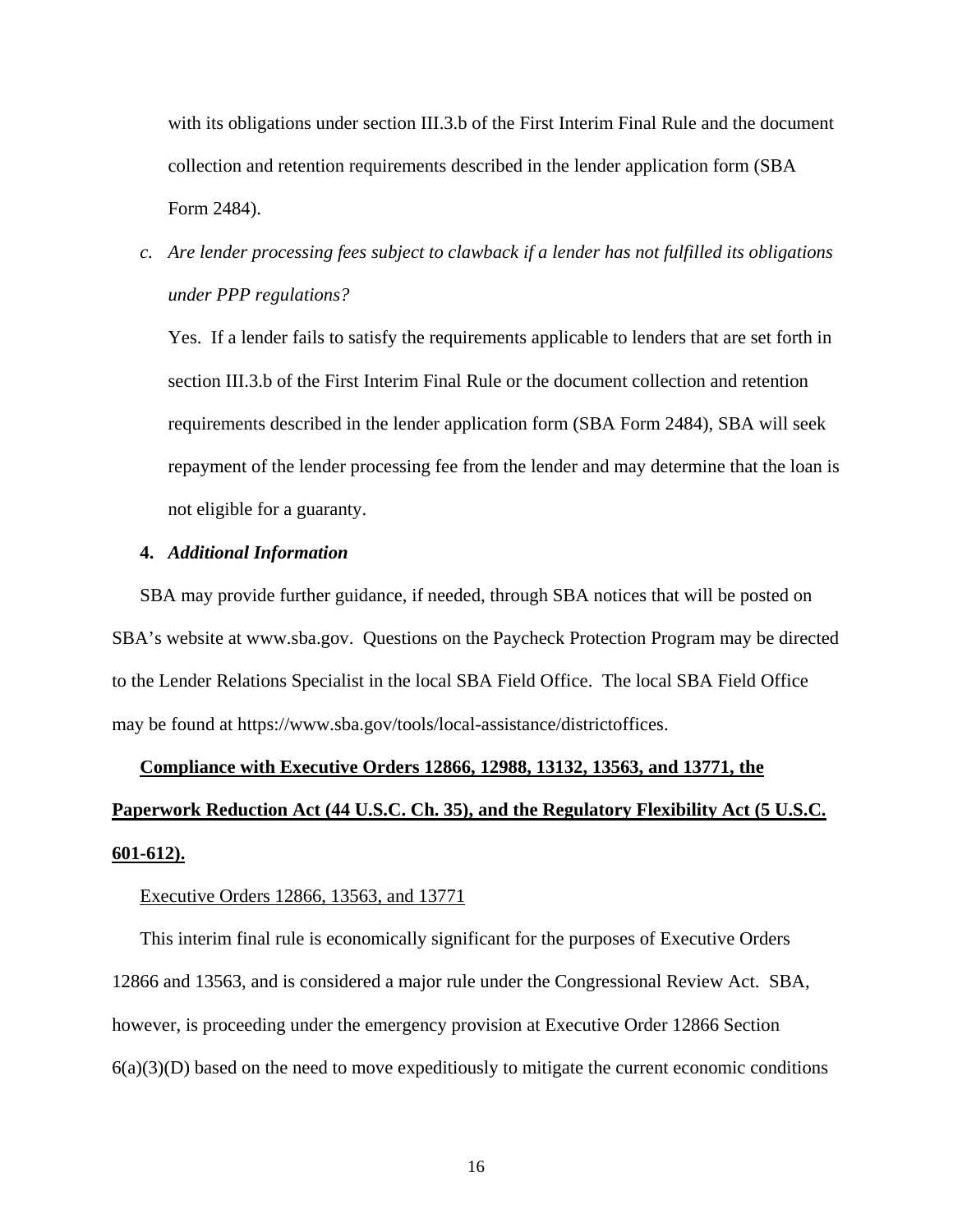with its obligations under section III.3.b of the First Interim Final Rule and the document collection and retention requirements described in the lender application form (SBA Form 2484).

c. *Are lender processing fees subject to clawback if a lender has not fulfilled its obligations under PPP regulations?*

   Yes. If a lender fails to satisfy the requirements applicable to lenders that are set forth in section III.3.b of the First Interim Final Rule or the document collection and retention requirements described in the lender application form (SBA Form 2484), SBA will seek repayment of the lender processing fee from the lender and may determine that the loan is not eligible for a guaranty.

**4. *Additional Information***

SBA may provide further guidance, if needed, through SBA notices that will be posted on SBA's website at www.sba.gov. Questions on the Paycheck Protection Program may be directed to the Lender Relations Specialist in the local SBA Field Office. The local SBA Field Office may be found at https://www.sba.gov/tools/local-assistance/districtoffices.

<u>**Compliance with Executive Orders 12866, 12988, 13132, 13563, and 13771, the Paperwork Reduction Act (44 U.S.C. Ch. 35), and the Regulatory Flexibility Act (5 U.S.C. 601-612).**</u>

<u>Executive Orders 12866, 13563, and 13771</u>

This interim final rule is economically significant for the purposes of Executive Orders 12866 and 13563, and is considered a major rule under the Congressional Review Act. SBA, however, is proceeding under the emergency provision at Executive Order 12866 Section 6(a)(3)(D) based on the need to move expeditiously to mitigate the current economic conditions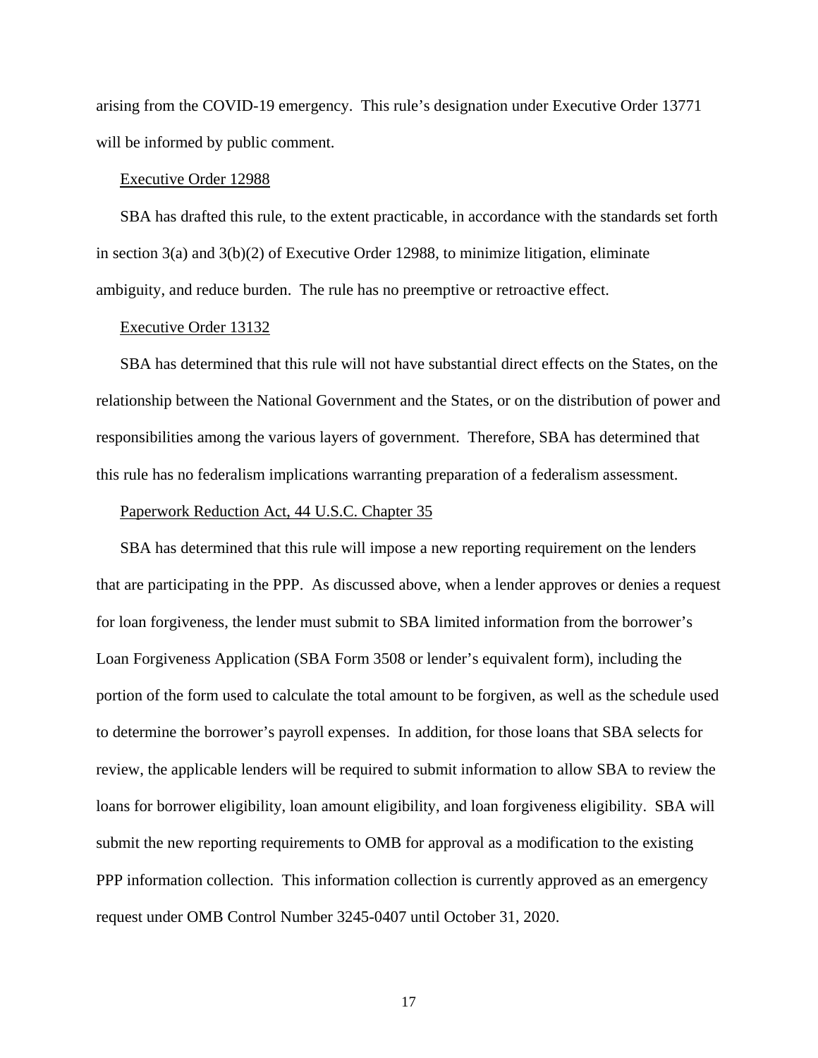arising from the COVID-19 emergency. This rule's designation under Executive Order 13771 will be informed by public comment.

Executive Order 12988

SBA has drafted this rule, to the extent practicable, in accordance with the standards set forth in section 3(a) and 3(b)(2) of Executive Order 12988, to minimize litigation, eliminate ambiguity, and reduce burden. The rule has no preemptive or retroactive effect.

Executive Order 13132

SBA has determined that this rule will not have substantial direct effects on the States, on the relationship between the National Government and the States, or on the distribution of power and responsibilities among the various layers of government. Therefore, SBA has determined that this rule has no federalism implications warranting preparation of a federalism assessment.

Paperwork Reduction Act, 44 U.S.C. Chapter 35

SBA has determined that this rule will impose a new reporting requirement on the lenders that are participating in the PPP. As discussed above, when a lender approves or denies a request for loan forgiveness, the lender must submit to SBA limited information from the borrower's Loan Forgiveness Application (SBA Form 3508 or lender's equivalent form), including the portion of the form used to calculate the total amount to be forgiven, as well as the schedule used to determine the borrower's payroll expenses. In addition, for those loans that SBA selects for review, the applicable lenders will be required to submit information to allow SBA to review the loans for borrower eligibility, loan amount eligibility, and loan forgiveness eligibility. SBA will submit the new reporting requirements to OMB for approval as a modification to the existing PPP information collection. This information collection is currently approved as an emergency request under OMB Control Number 3245-0407 until October 31, 2020.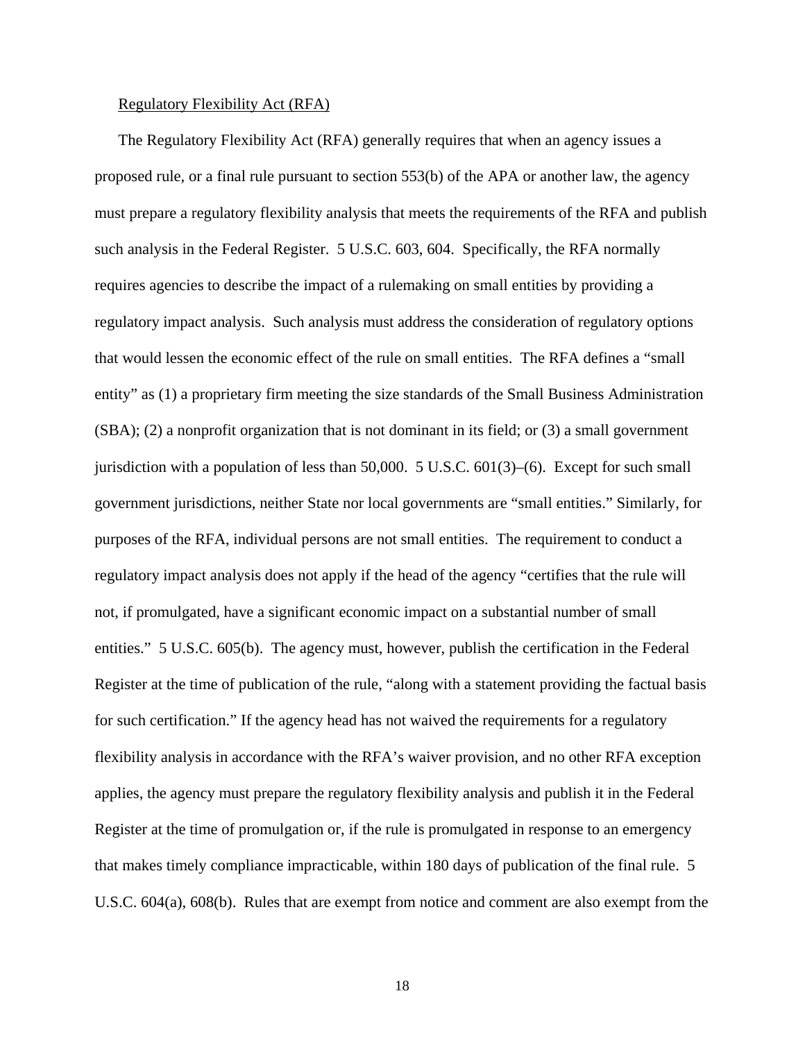Regulatory Flexibility Act (RFA)

The Regulatory Flexibility Act (RFA) generally requires that when an agency issues a proposed rule, or a final rule pursuant to section 553(b) of the APA or another law, the agency must prepare a regulatory flexibility analysis that meets the requirements of the RFA and publish such analysis in the Federal Register. 5 U.S.C. 603, 604. Specifically, the RFA normally requires agencies to describe the impact of a rulemaking on small entities by providing a regulatory impact analysis. Such analysis must address the consideration of regulatory options that would lessen the economic effect of the rule on small entities. The RFA defines a "small entity" as (1) a proprietary firm meeting the size standards of the Small Business Administration (SBA); (2) a nonprofit organization that is not dominant in its field; or (3) a small government jurisdiction with a population of less than 50,000. 5 U.S.C. 601(3)–(6). Except for such small government jurisdictions, neither State nor local governments are "small entities." Similarly, for purposes of the RFA, individual persons are not small entities. The requirement to conduct a regulatory impact analysis does not apply if the head of the agency "certifies that the rule will not, if promulgated, have a significant economic impact on a substantial number of small entities." 5 U.S.C. 605(b). The agency must, however, publish the certification in the Federal Register at the time of publication of the rule, "along with a statement providing the factual basis for such certification." If the agency head has not waived the requirements for a regulatory flexibility analysis in accordance with the RFA's waiver provision, and no other RFA exception applies, the agency must prepare the regulatory flexibility analysis and publish it in the Federal Register at the time of promulgation or, if the rule is promulgated in response to an emergency that makes timely compliance impracticable, within 180 days of publication of the final rule. 5 U.S.C. 604(a), 608(b). Rules that are exempt from notice and comment are also exempt from the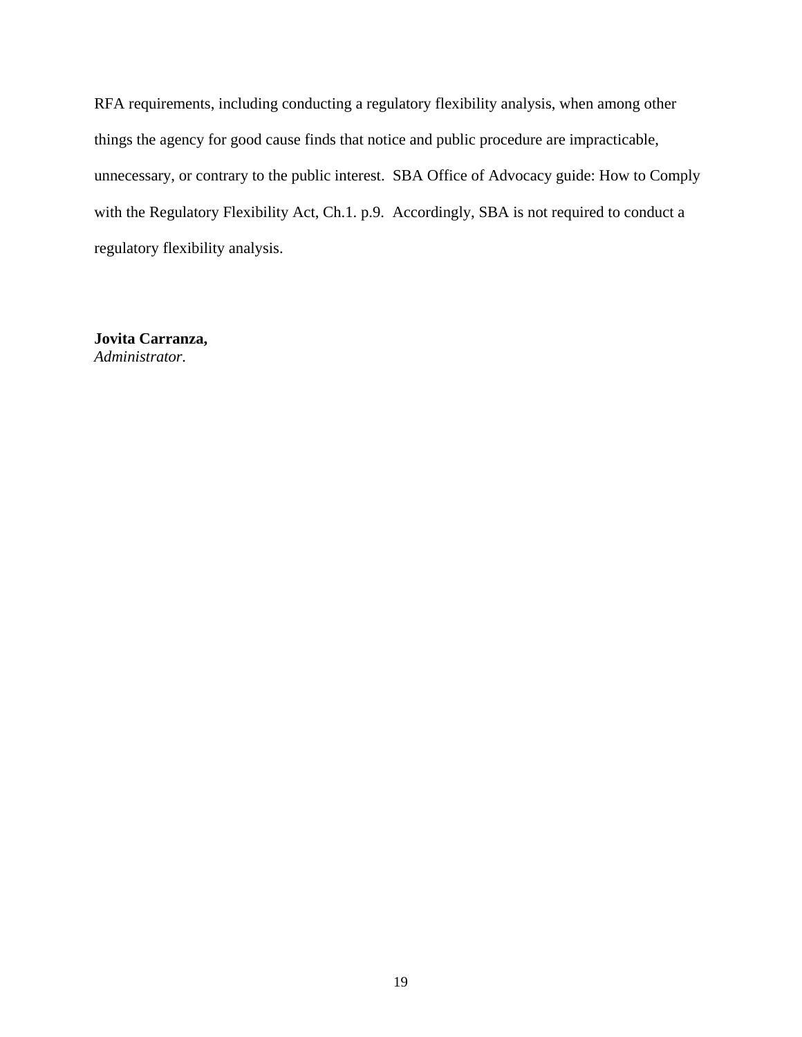RFA requirements, including conducting a regulatory flexibility analysis, when among other things the agency for good cause finds that notice and public procedure are impracticable, unnecessary, or contrary to the public interest. SBA Office of Advocacy guide: How to Comply with the Regulatory Flexibility Act, Ch.1. p.9. Accordingly, SBA is not required to conduct a regulatory flexibility analysis.

**Jovita Carranza,**
*Administrator.*